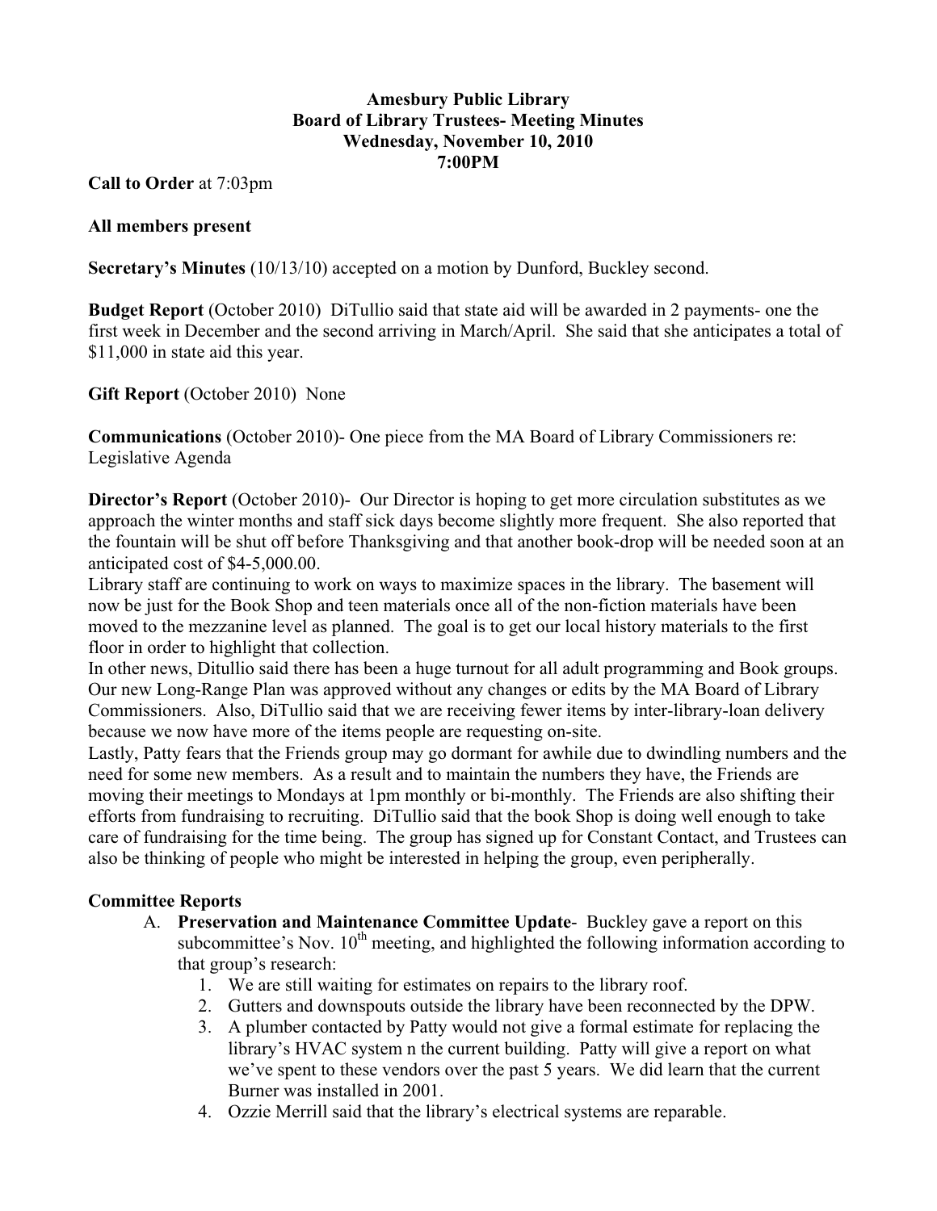**Amesbury Public Library**
**Board of Library Trustees- Meeting Minutes**
**Wednesday, November 10, 2010**
**7:00PM**

**Call to Order** at 7:03pm

**All members present**

**Secretary's Minutes** (10/13/10) accepted on a motion by Dunford, Buckley second.

**Budget Report** (October 2010) DiTullio said that state aid will be awarded in 2 payments- one the first week in December and the second arriving in March/April. She said that she anticipates a total of $11,000 in state aid this year.

**Gift Report** (October 2010) None

**Communications** (October 2010)- One piece from the MA Board of Library Commissioners re: Legislative Agenda

**Director's Report** (October 2010)- Our Director is hoping to get more circulation substitutes as we approach the winter months and staff sick days become slightly more frequent. She also reported that the fountain will be shut off before Thanksgiving and that another book-drop will be needed soon at an anticipated cost of $4-5,000.00.

Library staff are continuing to work on ways to maximize spaces in the library. The basement will now be just for the Book Shop and teen materials once all of the non-fiction materials have been moved to the mezzanine level as planned. The goal is to get our local history materials to the first floor in order to highlight that collection.

In other news, Ditullio said there has been a huge turnout for all adult programming and Book groups. Our new Long-Range Plan was approved without any changes or edits by the MA Board of Library Commissioners. Also, DiTullio said that we are receiving fewer items by inter-library-loan delivery because we now have more of the items people are requesting on-site.

Lastly, Patty fears that the Friends group may go dormant for awhile due to dwindling numbers and the need for some new members. As a result and to maintain the numbers they have, the Friends are moving their meetings to Mondays at 1pm monthly or bi-monthly. The Friends are also shifting their efforts from fundraising to recruiting. DiTullio said that the book Shop is doing well enough to take care of fundraising for the time being. The group has signed up for Constant Contact, and Trustees can also be thinking of people who might be interested in helping the group, even peripherally.

**Committee Reports**

A. **Preservation and Maintenance Committee Update**- Buckley gave a report on this subcommittee's Nov. 10th meeting, and highlighted the following information according to that group's research:
   1. We are still waiting for estimates on repairs to the library roof.
   2. Gutters and downspouts outside the library have been reconnected by the DPW.
   3. A plumber contacted by Patty would not give a formal estimate for replacing the library's HVAC system n the current building. Patty will give a report on what we've spent to these vendors over the past 5 years. We did learn that the current Burner was installed in 2001.
   4. Ozzie Merrill said that the library's electrical systems are reparable.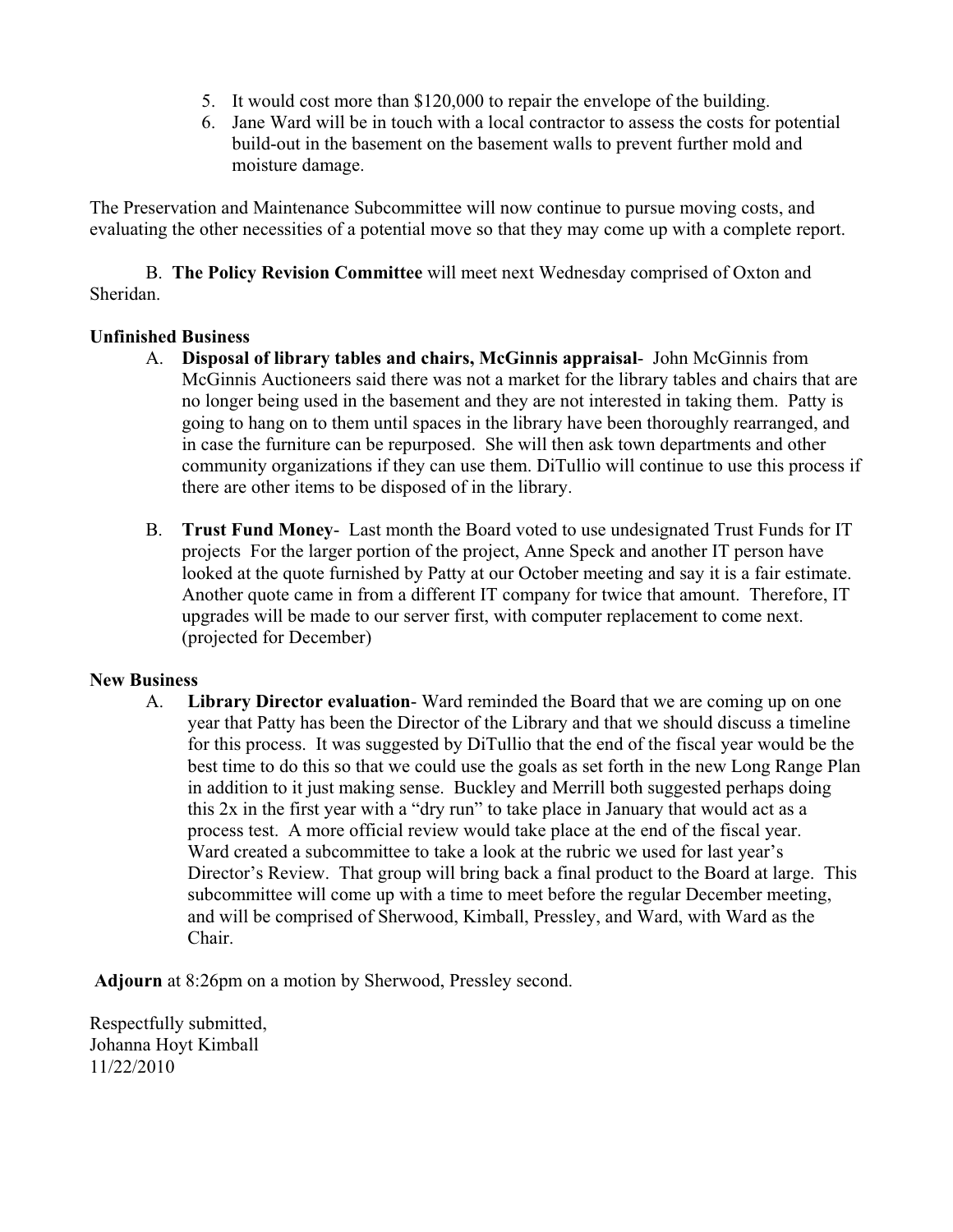5. It would cost more than $120,000 to repair the envelope of the building.
6. Jane Ward will be in touch with a local contractor to assess the costs for potential build-out in the basement on the basement walls to prevent further mold and moisture damage.

The Preservation and Maintenance Subcommittee will now continue to pursue moving costs, and evaluating the other necessities of a potential move so that they may come up with a complete report.

B. **The Policy Revision Committee** will meet next Wednesday comprised of Oxton and Sheridan.

**Unfinished Business**

A. **Disposal of library tables and chairs, McGinnis appraisal**- John McGinnis from McGinnis Auctioneers said there was not a market for the library tables and chairs that are no longer being used in the basement and they are not interested in taking them. Patty is going to hang on to them until spaces in the library have been thoroughly rearranged, and in case the furniture can be repurposed. She will then ask town departments and other community organizations if they can use them. DiTullio will continue to use this process if there are other items to be disposed of in the library.

B. **Trust Fund Money**- Last month the Board voted to use undesignated Trust Funds for IT projects For the larger portion of the project, Anne Speck and another IT person have looked at the quote furnished by Patty at our October meeting and say it is a fair estimate. Another quote came in from a different IT company for twice that amount. Therefore, IT upgrades will be made to our server first, with computer replacement to come next. (projected for December)

**New Business**

A. **Library Director evaluation**- Ward reminded the Board that we are coming up on one year that Patty has been the Director of the Library and that we should discuss a timeline for this process. It was suggested by DiTullio that the end of the fiscal year would be the best time to do this so that we could use the goals as set forth in the new Long Range Plan in addition to it just making sense. Buckley and Merrill both suggested perhaps doing this 2x in the first year with a "dry run" to take place in January that would act as a process test. A more official review would take place at the end of the fiscal year. Ward created a subcommittee to take a look at the rubric we used for last year's Director's Review. That group will bring back a final product to the Board at large. This subcommittee will come up with a time to meet before the regular December meeting, and will be comprised of Sherwood, Kimball, Pressley, and Ward, with Ward as the Chair.

**Adjourn** at 8:26pm on a motion by Sherwood, Pressley second.

Respectfully submitted,
Johanna Hoyt Kimball
11/22/2010